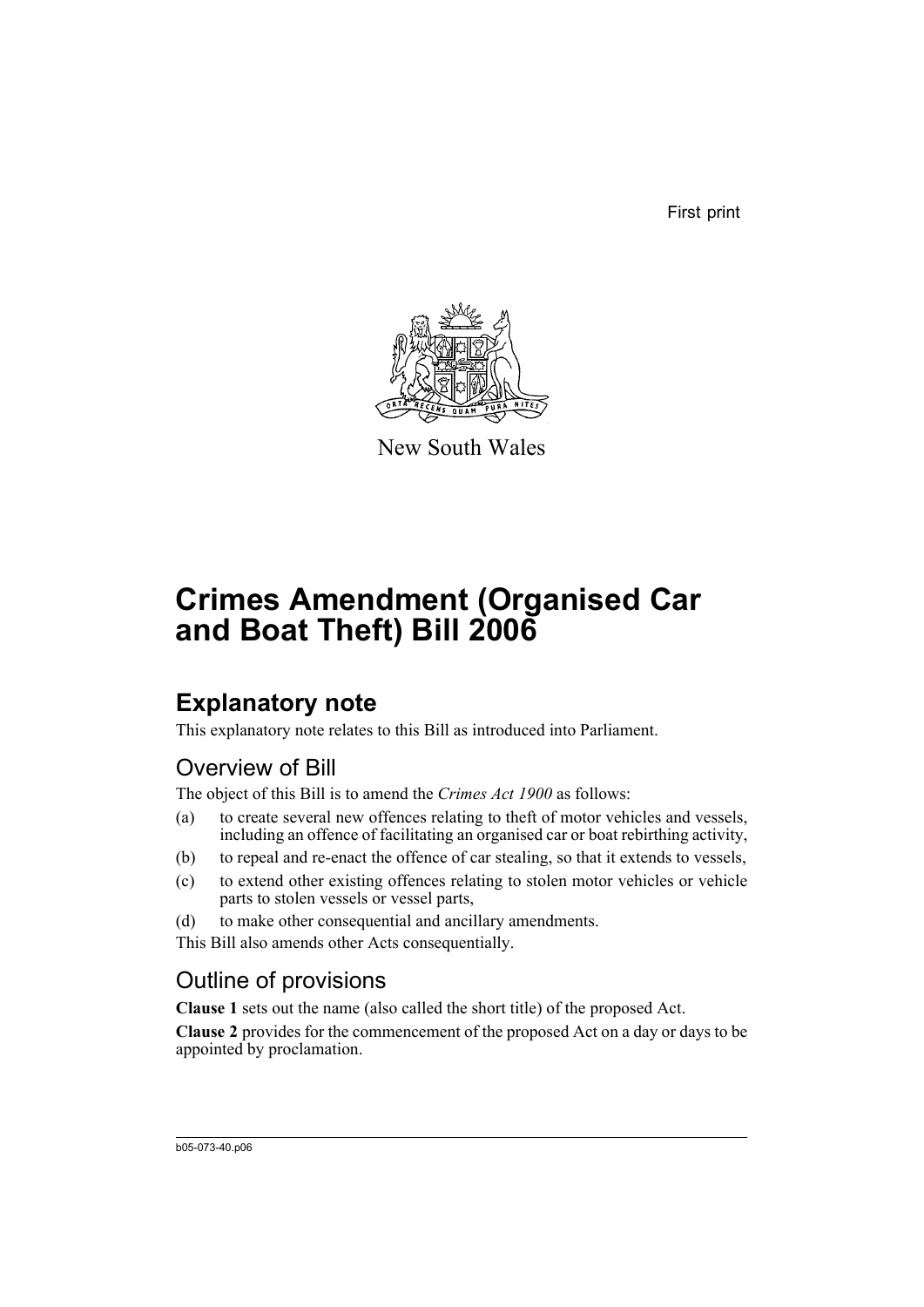First print

New South Wales

# Crimes Amendment (Organised Car and Boat Theft) Bill 2006

## Explanatory note

This explanatory note relates to this Bill as introduced into Parliament.

### Overview of Bill

The object of this Bill is to amend the *Crimes Act 1900* as follows:

(a) to create several new offences relating to theft of motor vehicles and vessels, including an offence of facilitating an organised car or boat rebirthing activity,

(b) to repeal and re-enact the offence of car stealing, so that it extends to vessels,

(c) to extend other existing offences relating to stolen motor vehicles or vehicle parts to stolen vessels or vessel parts,

(d) to make other consequential and ancillary amendments.

This Bill also amends other Acts consequentially.

### Outline of provisions

**Clause 1** sets out the name (also called the short title) of the proposed Act.

**Clause 2** provides for the commencement of the proposed Act on a day or days to be appointed by proclamation.

b05-073-40.p06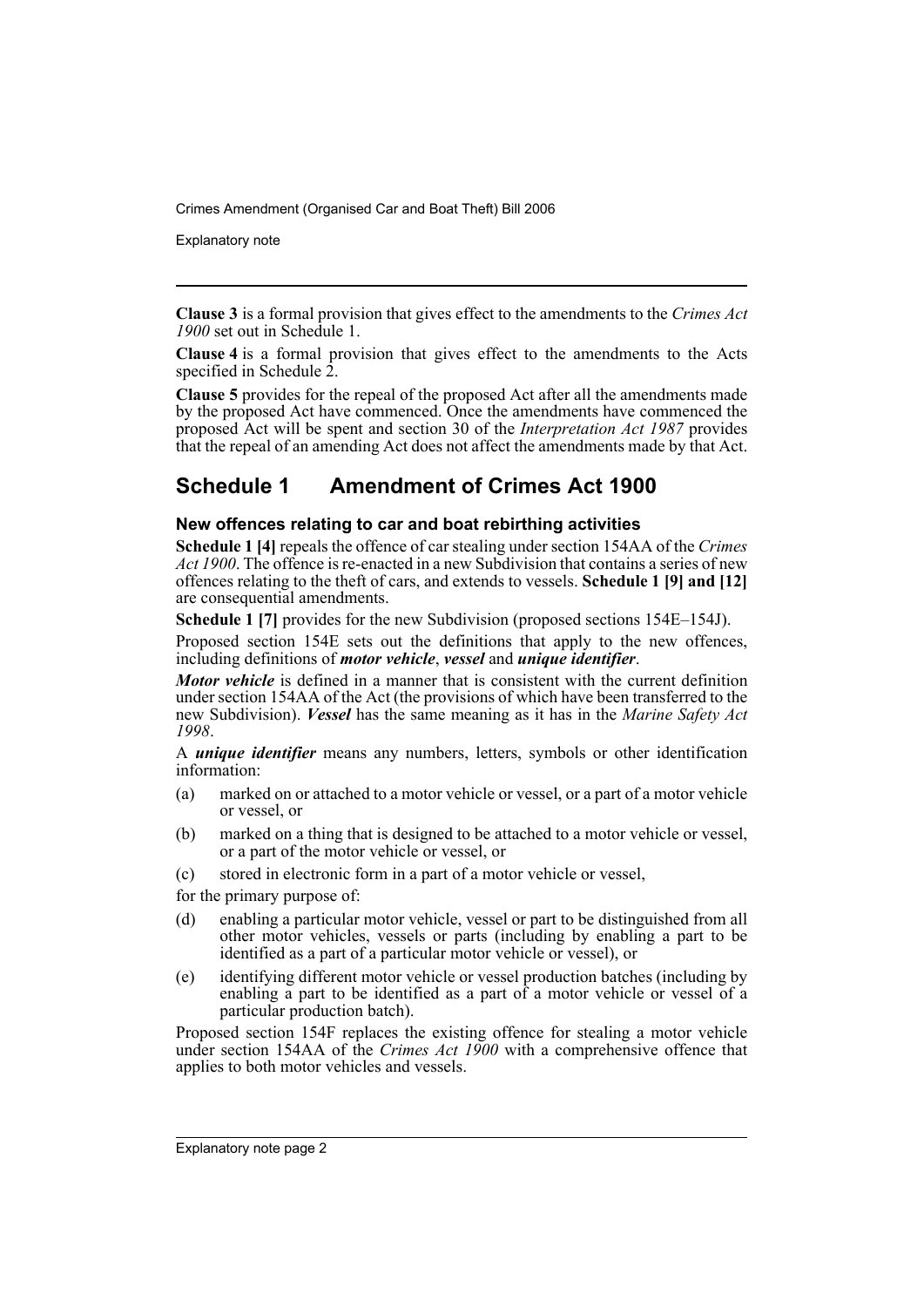**Clause 3** is a formal provision that gives effect to the amendments to the *Crimes Act 1900* set out in Schedule 1.

**Clause 4** is a formal provision that gives effect to the amendments to the Acts specified in Schedule 2.

**Clause 5** provides for the repeal of the proposed Act after all the amendments made by the proposed Act have commenced. Once the amendments have commenced the proposed Act will be spent and section 30 of the *Interpretation Act 1987* provides that the repeal of an amending Act does not affect the amendments made by that Act.

## Schedule 1 Amendment of Crimes Act 1900

### New offences relating to car and boat rebirthing activities

**Schedule 1 [4]** repeals the offence of car stealing under section 154AA of the *Crimes Act 1900*. The offence is re-enacted in a new Subdivision that contains a series of new offences relating to the theft of cars, and extends to vessels. **Schedule 1 [9] and [12]** are consequential amendments.

**Schedule 1 [7]** provides for the new Subdivision (proposed sections 154E–154J).

Proposed section 154E sets out the definitions that apply to the new offences, including definitions of ***motor vehicle***, ***vessel*** and ***unique identifier***.

***Motor vehicle*** is defined in a manner that is consistent with the current definition under section 154AA of the Act (the provisions of which have been transferred to the new Subdivision). ***Vessel*** has the same meaning as it has in the *Marine Safety Act 1998*.

A ***unique identifier*** means any numbers, letters, symbols or other identification information:

(a) marked on or attached to a motor vehicle or vessel, or a part of a motor vehicle or vessel, or

(b) marked on a thing that is designed to be attached to a motor vehicle or vessel, or a part of the motor vehicle or vessel, or

(c) stored in electronic form in a part of a motor vehicle or vessel,

for the primary purpose of:

(d) enabling a particular motor vehicle, vessel or part to be distinguished from all other motor vehicles, vessels or parts (including by enabling a part to be identified as a part of a particular motor vehicle or vessel), or

(e) identifying different motor vehicle or vessel production batches (including by enabling a part to be identified as a part of a motor vehicle or vessel of a particular production batch).

Proposed section 154F replaces the existing offence for stealing a motor vehicle under section 154AA of the *Crimes Act 1900* with a comprehensive offence that applies to both motor vehicles and vessels.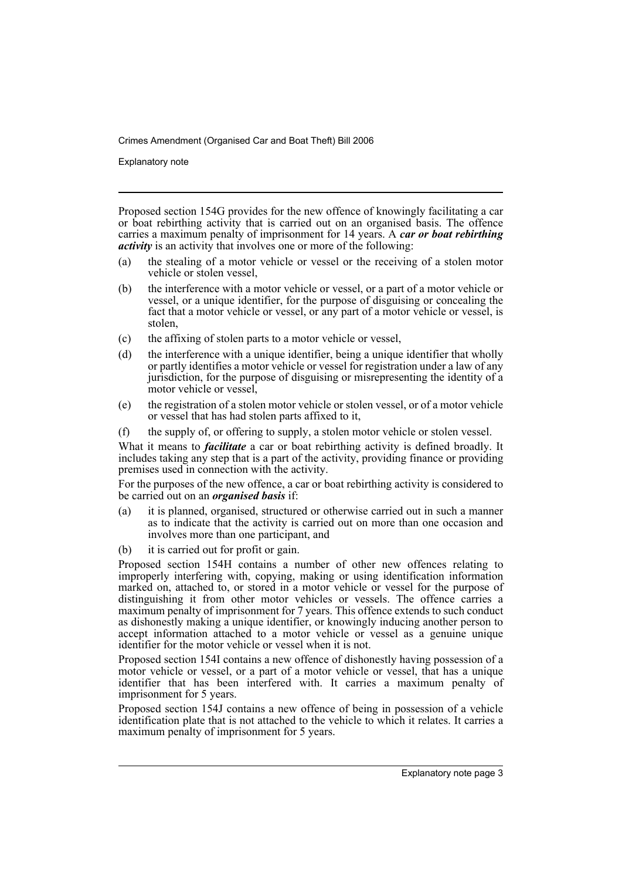Proposed section 154G provides for the new offence of knowingly facilitating a car or boat rebirthing activity that is carried out on an organised basis. The offence carries a maximum penalty of imprisonment for 14 years. A ***car or boat rebirthing activity*** is an activity that involves one or more of the following:

(a) the stealing of a motor vehicle or vessel or the receiving of a stolen motor vehicle or stolen vessel,

(b) the interference with a motor vehicle or vessel, or a part of a motor vehicle or vessel, or a unique identifier, for the purpose of disguising or concealing the fact that a motor vehicle or vessel, or any part of a motor vehicle or vessel, is stolen,

(c) the affixing of stolen parts to a motor vehicle or vessel,

(d) the interference with a unique identifier, being a unique identifier that wholly or partly identifies a motor vehicle or vessel for registration under a law of any jurisdiction, for the purpose of disguising or misrepresenting the identity of a motor vehicle or vessel,

(e) the registration of a stolen motor vehicle or stolen vessel, or of a motor vehicle or vessel that has had stolen parts affixed to it,

(f) the supply of, or offering to supply, a stolen motor vehicle or stolen vessel.

What it means to ***facilitate*** a car or boat rebirthing activity is defined broadly. It includes taking any step that is a part of the activity, providing finance or providing premises used in connection with the activity.

For the purposes of the new offence, a car or boat rebirthing activity is considered to be carried out on an ***organised basis*** if:

(a) it is planned, organised, structured or otherwise carried out in such a manner as to indicate that the activity is carried out on more than one occasion and involves more than one participant, and

(b) it is carried out for profit or gain.

Proposed section 154H contains a number of other new offences relating to improperly interfering with, copying, making or using identification information marked on, attached to, or stored in a motor vehicle or vessel for the purpose of distinguishing it from other motor vehicles or vessels. The offence carries a maximum penalty of imprisonment for 7 years. This offence extends to such conduct as dishonestly making a unique identifier, or knowingly inducing another person to accept information attached to a motor vehicle or vessel as a genuine unique identifier for the motor vehicle or vessel when it is not.

Proposed section 154I contains a new offence of dishonestly having possession of a motor vehicle or vessel, or a part of a motor vehicle or vessel, that has a unique identifier that has been interfered with. It carries a maximum penalty of imprisonment for 5 years.

Proposed section 154J contains a new offence of being in possession of a vehicle identification plate that is not attached to the vehicle to which it relates. It carries a maximum penalty of imprisonment for 5 years.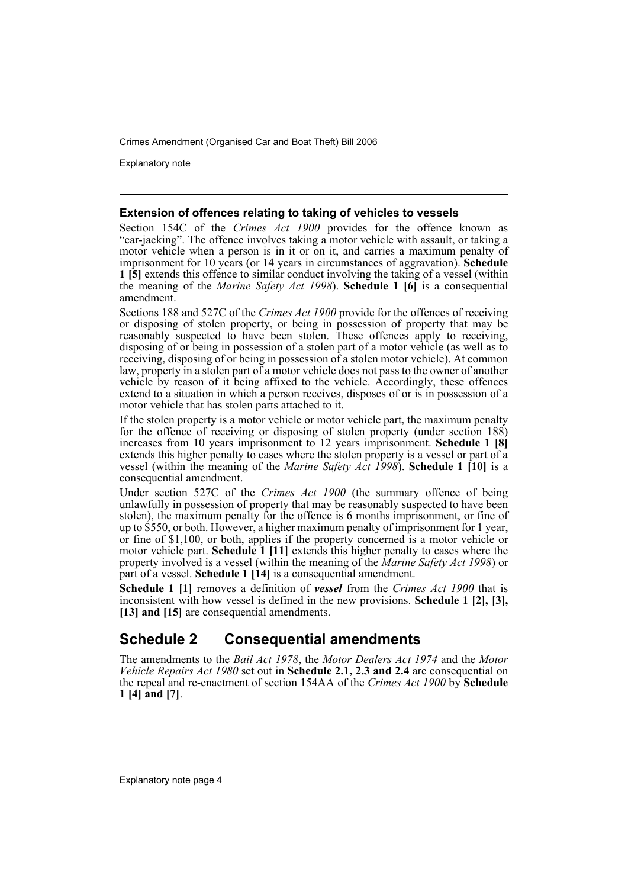### Extension of offences relating to taking of vehicles to vessels

Section 154C of the *Crimes Act 1900* provides for the offence known as "car-jacking". The offence involves taking a motor vehicle with assault, or taking a motor vehicle when a person is in it or on it, and carries a maximum penalty of imprisonment for 10 years (or 14 years in circumstances of aggravation). **Schedule 1 [5]** extends this offence to similar conduct involving the taking of a vessel (within the meaning of the *Marine Safety Act 1998*). **Schedule 1 [6]** is a consequential amendment.

Sections 188 and 527C of the *Crimes Act 1900* provide for the offences of receiving or disposing of stolen property, or being in possession of property that may be reasonably suspected to have been stolen. These offences apply to receiving, disposing of or being in possession of a stolen part of a motor vehicle (as well as to receiving, disposing of or being in possession of a stolen motor vehicle). At common law, property in a stolen part of a motor vehicle does not pass to the owner of another vehicle by reason of it being affixed to the vehicle. Accordingly, these offences extend to a situation in which a person receives, disposes of or is in possession of a motor vehicle that has stolen parts attached to it.

If the stolen property is a motor vehicle or motor vehicle part, the maximum penalty for the offence of receiving or disposing of stolen property (under section 188) increases from 10 years imprisonment to 12 years imprisonment. **Schedule 1 [8]** extends this higher penalty to cases where the stolen property is a vessel or part of a vessel (within the meaning of the *Marine Safety Act 1998*). **Schedule 1 [10]** is a consequential amendment.

Under section 527C of the *Crimes Act 1900* (the summary offence of being unlawfully in possession of property that may be reasonably suspected to have been stolen), the maximum penalty for the offence is 6 months imprisonment, or fine of up to $550, or both. However, a higher maximum penalty of imprisonment for 1 year, or fine of $1,100, or both, applies if the property concerned is a motor vehicle or motor vehicle part. **Schedule 1 [11]** extends this higher penalty to cases where the property involved is a vessel (within the meaning of the *Marine Safety Act 1998*) or part of a vessel. **Schedule 1 [14]** is a consequential amendment.

**Schedule 1 [1]** removes a definition of ***vessel*** from the *Crimes Act 1900* that is inconsistent with how vessel is defined in the new provisions. **Schedule 1 [2], [3], [13] and [15]** are consequential amendments.

## Schedule 2 Consequential amendments

The amendments to the *Bail Act 1978*, the *Motor Dealers Act 1974* and the *Motor Vehicle Repairs Act 1980* set out in **Schedule 2.1, 2.3 and 2.4** are consequential on the repeal and re-enactment of section 154AA of the *Crimes Act 1900* by **Schedule 1 [4] and [7]**.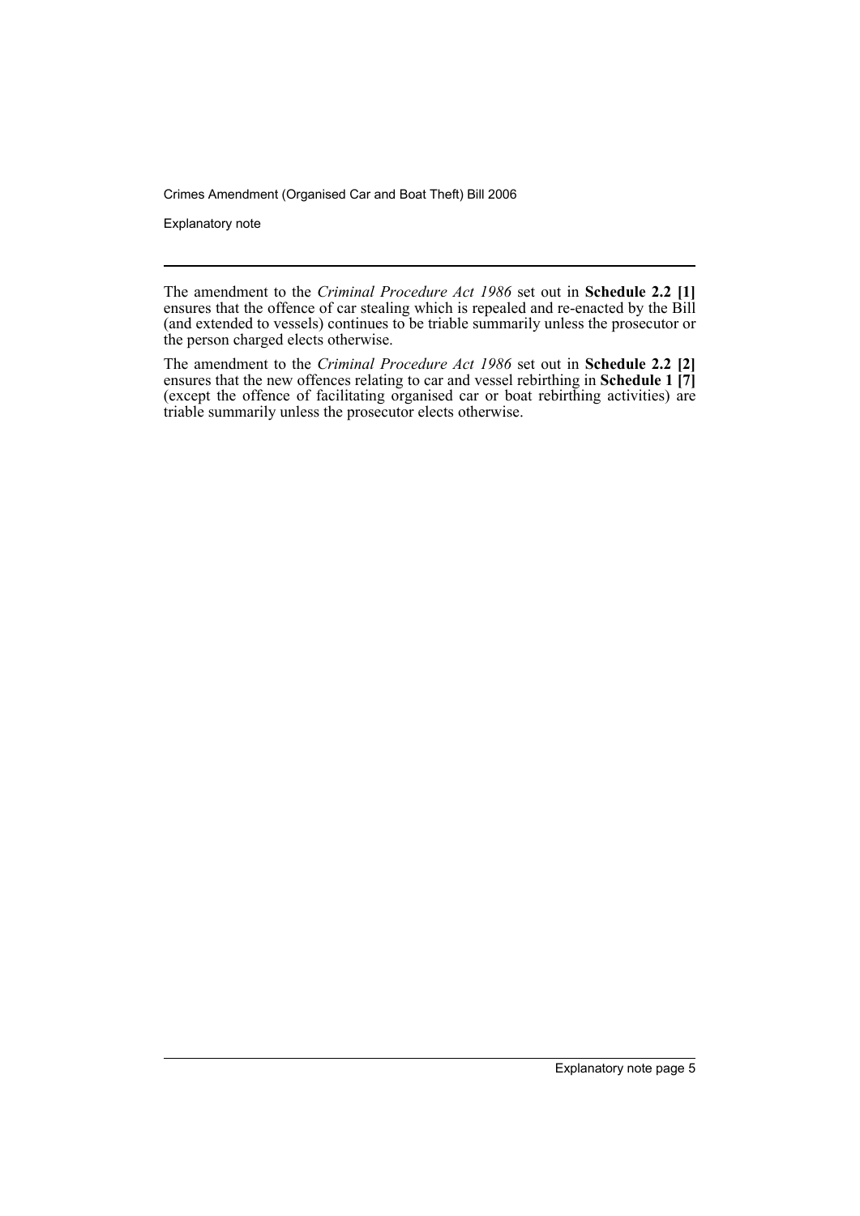The amendment to the *Criminal Procedure Act 1986* set out in **Schedule 2.2 [1]** ensures that the offence of car stealing which is repealed and re-enacted by the Bill (and extended to vessels) continues to be triable summarily unless the prosecutor or the person charged elects otherwise.

The amendment to the *Criminal Procedure Act 1986* set out in **Schedule 2.2 [2]** ensures that the new offences relating to car and vessel rebirthing in **Schedule 1 [7]** (except the offence of facilitating organised car or boat rebirthing activities) are triable summarily unless the prosecutor elects otherwise.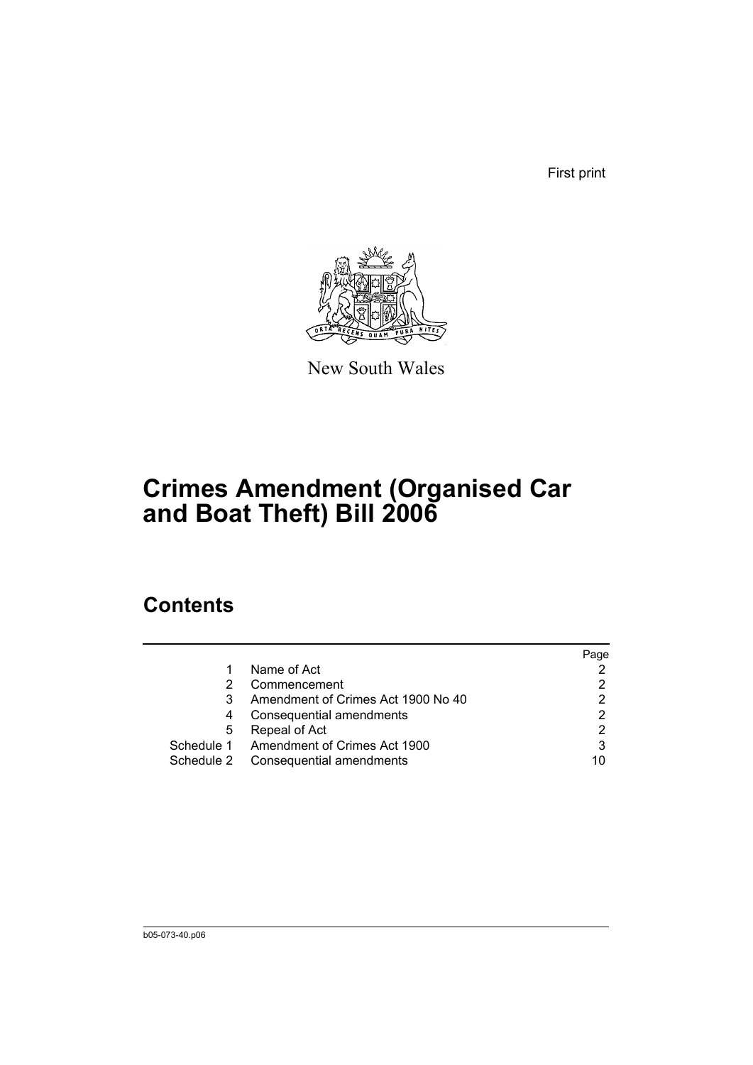First print

New South Wales

# Crimes Amendment (Organised Car and Boat Theft) Bill 2006

## Contents

| | | Page |
|---|---|---|
| 1 | Name of Act | 2 |
| 2 | Commencement | 2 |
| 3 | Amendment of Crimes Act 1900 No 40 | 2 |
| 4 | Consequential amendments | 2 |
| 5 | Repeal of Act | 2 |
| Schedule 1 | Amendment of Crimes Act 1900 | 3 |
| Schedule 2 | Consequential amendments | 10 |

b05-073-40.p06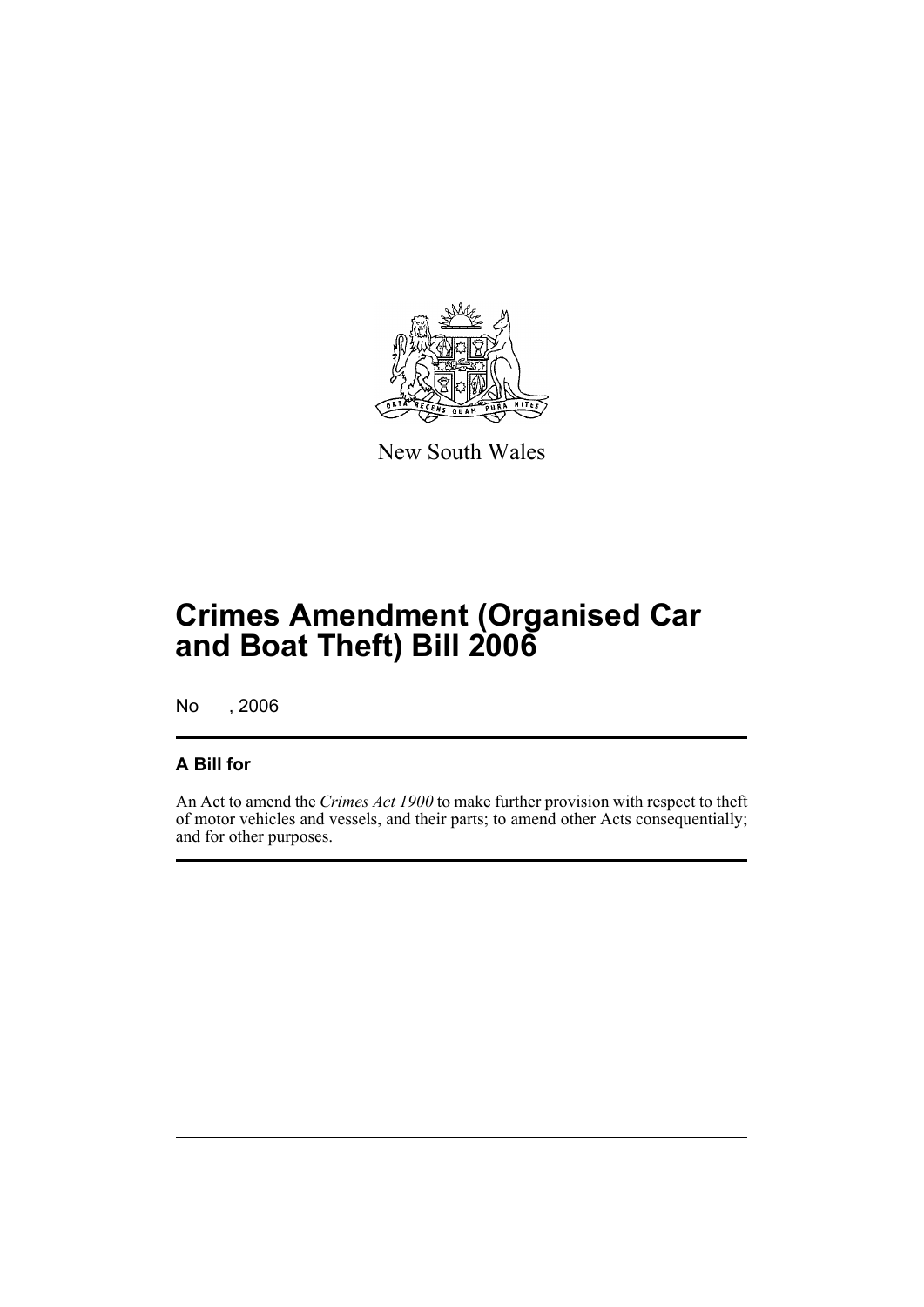New South Wales

# Crimes Amendment (Organised Car and Boat Theft) Bill 2006

No , 2006

## A Bill for

An Act to amend the *Crimes Act 1900* to make further provision with respect to theft of motor vehicles and vessels, and their parts; to amend other Acts consequentially; and for other purposes.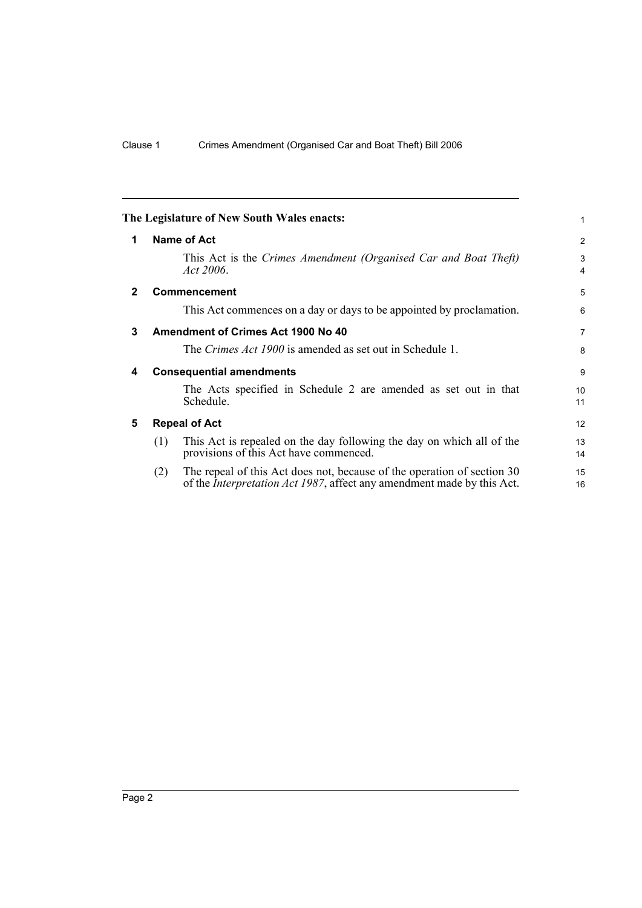**The Legislature of New South Wales enacts:**

## 1 Name of Act

This Act is the *Crimes Amendment (Organised Car and Boat Theft) Act 2006*.

## 2 Commencement

This Act commences on a day or days to be appointed by proclamation.

## 3 Amendment of Crimes Act 1900 No 40

The *Crimes Act 1900* is amended as set out in Schedule 1.

## 4 Consequential amendments

The Acts specified in Schedule 2 are amended as set out in that Schedule.

## 5 Repeal of Act

(1) This Act is repealed on the day following the day on which all of the provisions of this Act have commenced.

(2) The repeal of this Act does not, because of the operation of section 30 of the *Interpretation Act 1987*, affect any amendment made by this Act.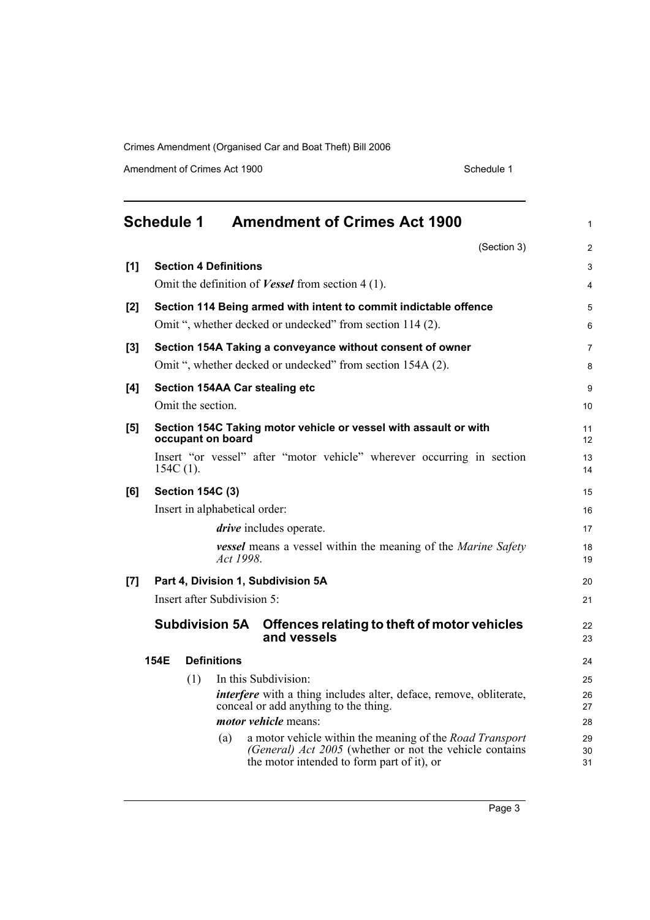## Schedule 1 Amendment of Crimes Act 1900

(Section 3)

**[1] Section 4 Definitions**

Omit the definition of ***Vessel*** from section 4 (1).

**[2] Section 114 Being armed with intent to commit indictable offence**

Omit ", whether decked or undecked" from section 114 (2).

**[3] Section 154A Taking a conveyance without consent of owner**

Omit ", whether decked or undecked" from section 154A (2).

**[4] Section 154AA Car stealing etc**

Omit the section.

**[5] Section 154C Taking motor vehicle or vessel with assault or with occupant on board**

Insert "or vessel" after "motor vehicle" wherever occurring in section 154C (1).

**[6] Section 154C (3)**

Insert in alphabetical order:

***drive*** includes operate.

***vessel*** means a vessel within the meaning of the *Marine Safety Act 1998*.

**[7] Part 4, Division 1, Subdivision 5A**

Insert after Subdivision 5:

### Subdivision 5A Offences relating to theft of motor vehicles and vessels

**154E Definitions**

(1) In this Subdivision:

***interfere*** with a thing includes alter, deface, remove, obliterate, conceal or add anything to the thing.

***motor vehicle*** means:

(a) a motor vehicle within the meaning of the *Road Transport (General) Act 2005* (whether or not the vehicle contains the motor intended to form part of it), or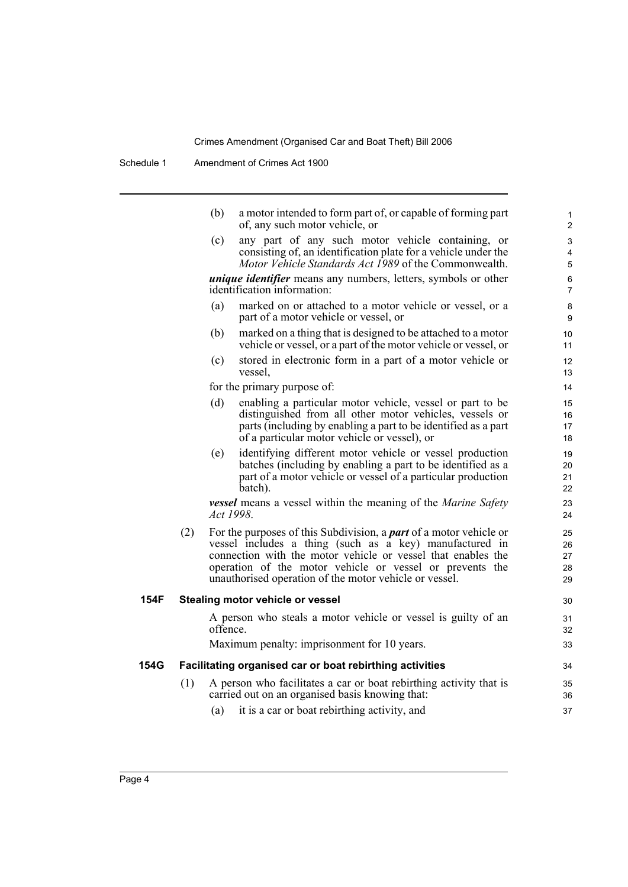(b) a motor intended to form part of, or capable of forming part of, any such motor vehicle, or

(c) any part of any such motor vehicle containing, or consisting of, an identification plate for a vehicle under the *Motor Vehicle Standards Act 1989* of the Commonwealth.

***unique identifier*** means any numbers, letters, symbols or other identification information:

(a) marked on or attached to a motor vehicle or vessel, or a part of a motor vehicle or vessel, or

(b) marked on a thing that is designed to be attached to a motor vehicle or vessel, or a part of the motor vehicle or vessel, or

(c) stored in electronic form in a part of a motor vehicle or vessel,

for the primary purpose of:

(d) enabling a particular motor vehicle, vessel or part to be distinguished from all other motor vehicles, vessels or parts (including by enabling a part to be identified as a part of a particular motor vehicle or vessel), or

(e) identifying different motor vehicle or vessel production batches (including by enabling a part to be identified as a part of a motor vehicle or vessel of a particular production batch).

***vessel*** means a vessel within the meaning of the *Marine Safety Act 1998*.

(2) For the purposes of this Subdivision, a ***part*** of a motor vehicle or vessel includes a thing (such as a key) manufactured in connection with the motor vehicle or vessel that enables the operation of the motor vehicle or vessel or prevents the unauthorised operation of the motor vehicle or vessel.

**154F Stealing motor vehicle or vessel**

A person who steals a motor vehicle or vessel is guilty of an offence.

Maximum penalty: imprisonment for 10 years.

**154G Facilitating organised car or boat rebirthing activities**

(1) A person who facilitates a car or boat rebirthing activity that is carried out on an organised basis knowing that:

(a) it is a car or boat rebirthing activity, and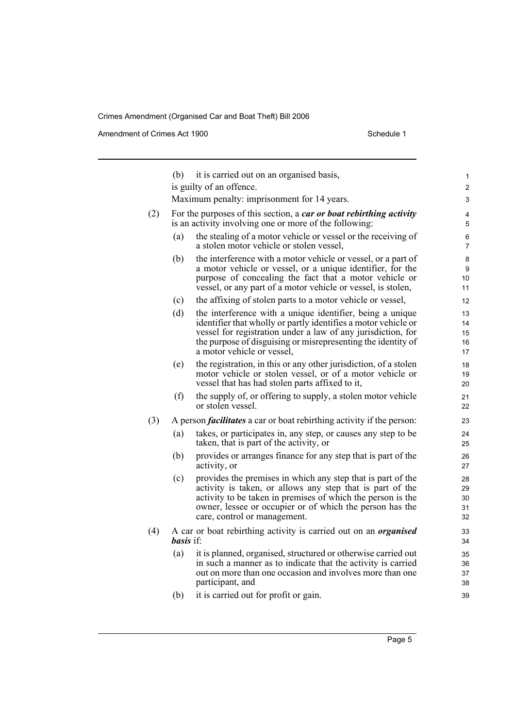(b) it is carried out on an organised basis,

is guilty of an offence.

Maximum penalty: imprisonment for 14 years.

(2) For the purposes of this section, a ***car or boat rebirthing activity*** is an activity involving one or more of the following:

- (a) the stealing of a motor vehicle or vessel or the receiving of a stolen motor vehicle or stolen vessel,
- (b) the interference with a motor vehicle or vessel, or a part of a motor vehicle or vessel, or a unique identifier, for the purpose of concealing the fact that a motor vehicle or vessel, or any part of a motor vehicle or vessel, is stolen,
- (c) the affixing of stolen parts to a motor vehicle or vessel,
- (d) the interference with a unique identifier, being a unique identifier that wholly or partly identifies a motor vehicle or vessel for registration under a law of any jurisdiction, for the purpose of disguising or misrepresenting the identity of a motor vehicle or vessel,
- (e) the registration, in this or any other jurisdiction, of a stolen motor vehicle or stolen vessel, or of a motor vehicle or vessel that has had stolen parts affixed to it,
- (f) the supply of, or offering to supply, a stolen motor vehicle or stolen vessel.

(3) A person ***facilitates*** a car or boat rebirthing activity if the person:

- (a) takes, or participates in, any step, or causes any step to be taken, that is part of the activity, or
- (b) provides or arranges finance for any step that is part of the activity, or
- (c) provides the premises in which any step that is part of the activity is taken, or allows any step that is part of the activity to be taken in premises of which the person is the owner, lessee or occupier or of which the person has the care, control or management.

(4) A car or boat rebirthing activity is carried out on an ***organised basis*** if:

- (a) it is planned, organised, structured or otherwise carried out in such a manner as to indicate that the activity is carried out on more than one occasion and involves more than one participant, and
- (b) it is carried out for profit or gain.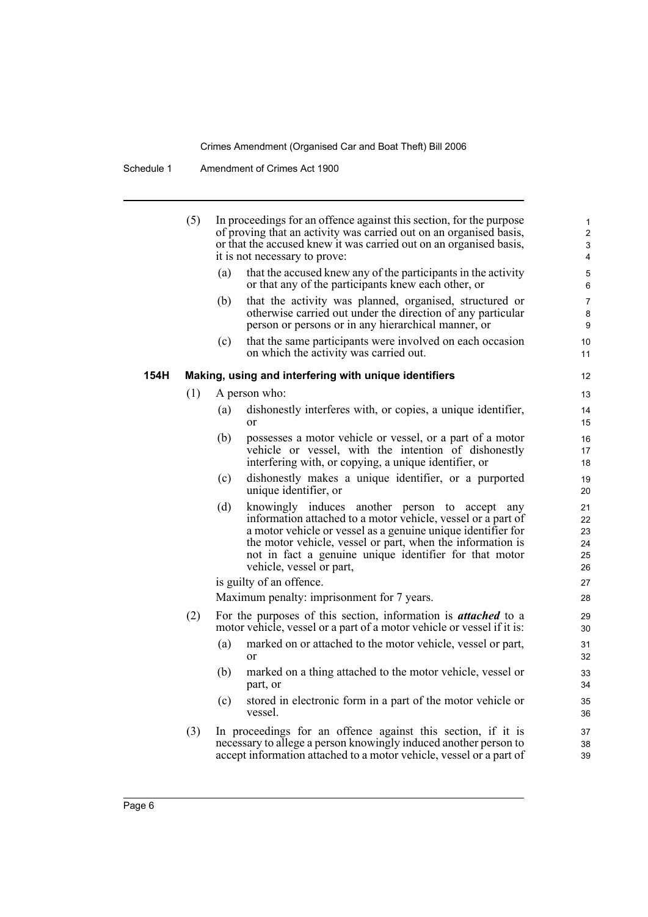(5) In proceedings for an offence against this section, for the purpose of proving that an activity was carried out on an organised basis, or that the accused knew it was carried out on an organised basis, it is not necessary to prove:

(a) that the accused knew any of the participants in the activity or that any of the participants knew each other, or

(b) that the activity was planned, organised, structured or otherwise carried out under the direction of any particular person or persons or in any hierarchical manner, or

(c) that the same participants were involved on each occasion on which the activity was carried out.

**154H Making, using and interfering with unique identifiers**

(1) A person who:

(a) dishonestly interferes with, or copies, a unique identifier, or

(b) possesses a motor vehicle or vessel, or a part of a motor vehicle or vessel, with the intention of dishonestly interfering with, or copying, a unique identifier, or

(c) dishonestly makes a unique identifier, or a purported unique identifier, or

(d) knowingly induces another person to accept any information attached to a motor vehicle, vessel or a part of a motor vehicle or vessel as a genuine unique identifier for the motor vehicle, vessel or part, when the information is not in fact a genuine unique identifier for that motor vehicle, vessel or part,

is guilty of an offence.

Maximum penalty: imprisonment for 7 years.

(2) For the purposes of this section, information is ***attached*** to a motor vehicle, vessel or a part of a motor vehicle or vessel if it is:

(a) marked on or attached to the motor vehicle, vessel or part, or

(b) marked on a thing attached to the motor vehicle, vessel or part, or

(c) stored in electronic form in a part of the motor vehicle or vessel.

(3) In proceedings for an offence against this section, if it is necessary to allege a person knowingly induced another person to accept information attached to a motor vehicle, vessel or a part of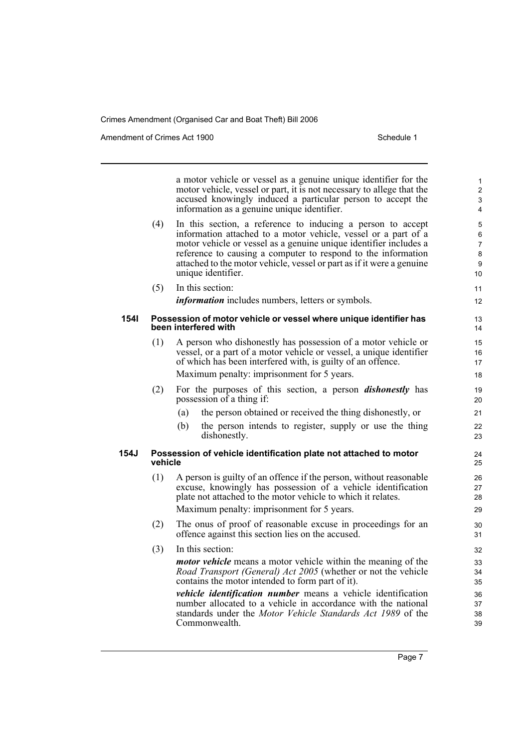a motor vehicle or vessel as a genuine unique identifier for the motor vehicle, vessel or part, it is not necessary to allege that the accused knowingly induced a particular person to accept the information as a genuine unique identifier.

(4) In this section, a reference to inducing a person to accept information attached to a motor vehicle, vessel or a part of a motor vehicle or vessel as a genuine unique identifier includes a reference to causing a computer to respond to the information attached to the motor vehicle, vessel or part as if it were a genuine unique identifier.

(5) In this section:

***information*** includes numbers, letters or symbols.

**154I Possession of motor vehicle or vessel where unique identifier has been interfered with**

(1) A person who dishonestly has possession of a motor vehicle or vessel, or a part of a motor vehicle or vessel, a unique identifier of which has been interfered with, is guilty of an offence.

Maximum penalty: imprisonment for 5 years.

(2) For the purposes of this section, a person ***dishonestly*** has possession of a thing if:

(a) the person obtained or received the thing dishonestly, or

(b) the person intends to register, supply or use the thing dishonestly.

**154J Possession of vehicle identification plate not attached to motor vehicle**

(1) A person is guilty of an offence if the person, without reasonable excuse, knowingly has possession of a vehicle identification plate not attached to the motor vehicle to which it relates.

Maximum penalty: imprisonment for 5 years.

(2) The onus of proof of reasonable excuse in proceedings for an offence against this section lies on the accused.

(3) In this section:

***motor vehicle*** means a motor vehicle within the meaning of the *Road Transport (General) Act 2005* (whether or not the vehicle contains the motor intended to form part of it).

***vehicle identification number*** means a vehicle identification number allocated to a vehicle in accordance with the national standards under the *Motor Vehicle Standards Act 1989* of the Commonwealth.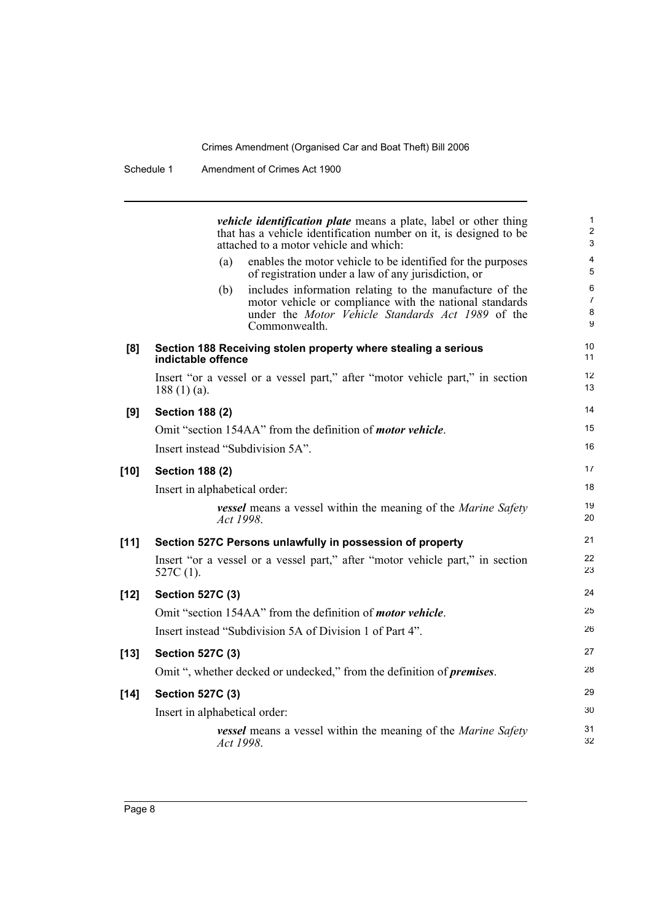***vehicle identification plate*** means a plate, label or other thing that has a vehicle identification number on it, is designed to be attached to a motor vehicle and which:

(a) enables the motor vehicle to be identified for the purposes of registration under a law of any jurisdiction, or

(b) includes information relating to the manufacture of the motor vehicle or compliance with the national standards under the *Motor Vehicle Standards Act 1989* of the Commonwealth.

**[8] Section 188 Receiving stolen property where stealing a serious indictable offence**

Insert "or a vessel or a vessel part," after "motor vehicle part," in section 188 (1) (a).

**[9] Section 188 (2)**

Omit "section 154AA" from the definition of ***motor vehicle***.

Insert instead "Subdivision 5A".

**[10] Section 188 (2)**

Insert in alphabetical order:

***vessel*** means a vessel within the meaning of the *Marine Safety Act 1998*.

**[11] Section 527C Persons unlawfully in possession of property**

Insert "or a vessel or a vessel part," after "motor vehicle part," in section 527C (1).

**[12] Section 527C (3)**

Omit "section 154AA" from the definition of ***motor vehicle***.

Insert instead "Subdivision 5A of Division 1 of Part 4".

**[13] Section 527C (3)**

Omit ", whether decked or undecked," from the definition of ***premises***.

**[14] Section 527C (3)**

Insert in alphabetical order:

***vessel*** means a vessel within the meaning of the *Marine Safety Act 1998*.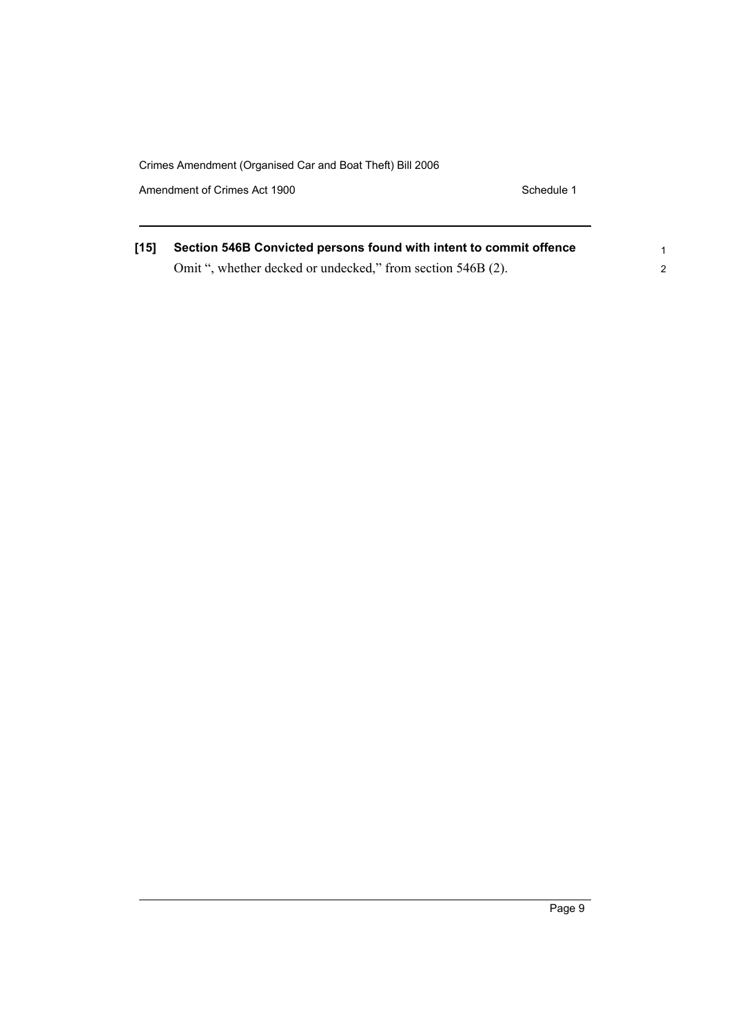**[15] Section 546B Convicted persons found with intent to commit offence**

Omit ", whether decked or undecked," from section 546B (2).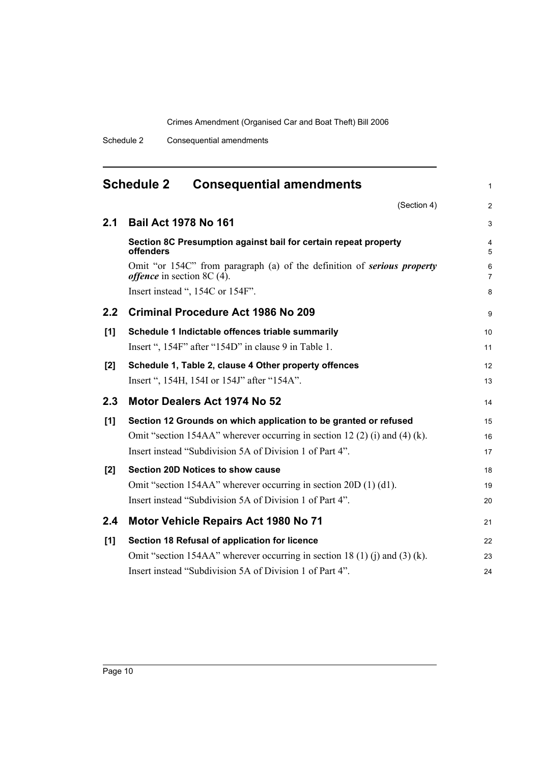# Schedule 2 Consequential amendments

(Section 4)

## 2.1 Bail Act 1978 No 161

### Section 8C Presumption against bail for certain repeat property offenders

Omit "or 154C" from paragraph (a) of the definition of ***serious property offence*** in section 8C (4).

Insert instead ", 154C or 154F".

## 2.2 Criminal Procedure Act 1986 No 209

### [1] Schedule 1 Indictable offences triable summarily

Insert ", 154F" after "154D" in clause 9 in Table 1.

### [2] Schedule 1, Table 2, clause 4 Other property offences

Insert ", 154H, 154I or 154J" after "154A".

## 2.3 Motor Dealers Act 1974 No 52

### [1] Section 12 Grounds on which application to be granted or refused

Omit "section 154AA" wherever occurring in section 12 (2) (i) and (4) (k).

Insert instead "Subdivision 5A of Division 1 of Part 4".

### [2] Section 20D Notices to show cause

Omit "section 154AA" wherever occurring in section 20D (1) (d1).

Insert instead "Subdivision 5A of Division 1 of Part 4".

## 2.4 Motor Vehicle Repairs Act 1980 No 71

### [1] Section 18 Refusal of application for licence

Omit "section 154AA" wherever occurring in section 18 (1) (j) and (3) (k).

Insert instead "Subdivision 5A of Division 1 of Part 4".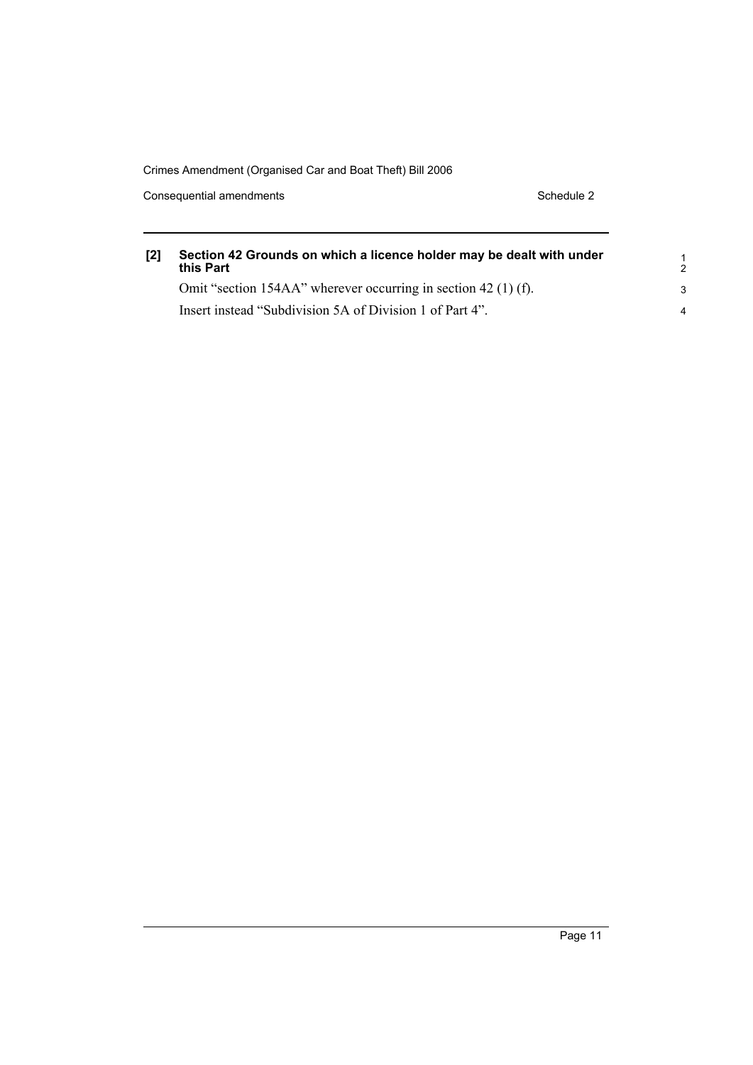**[2] Section 42 Grounds on which a licence holder may be dealt with under this Part**

Omit "section 154AA" wherever occurring in section 42 (1) (f).

Insert instead "Subdivision 5A of Division 1 of Part 4".